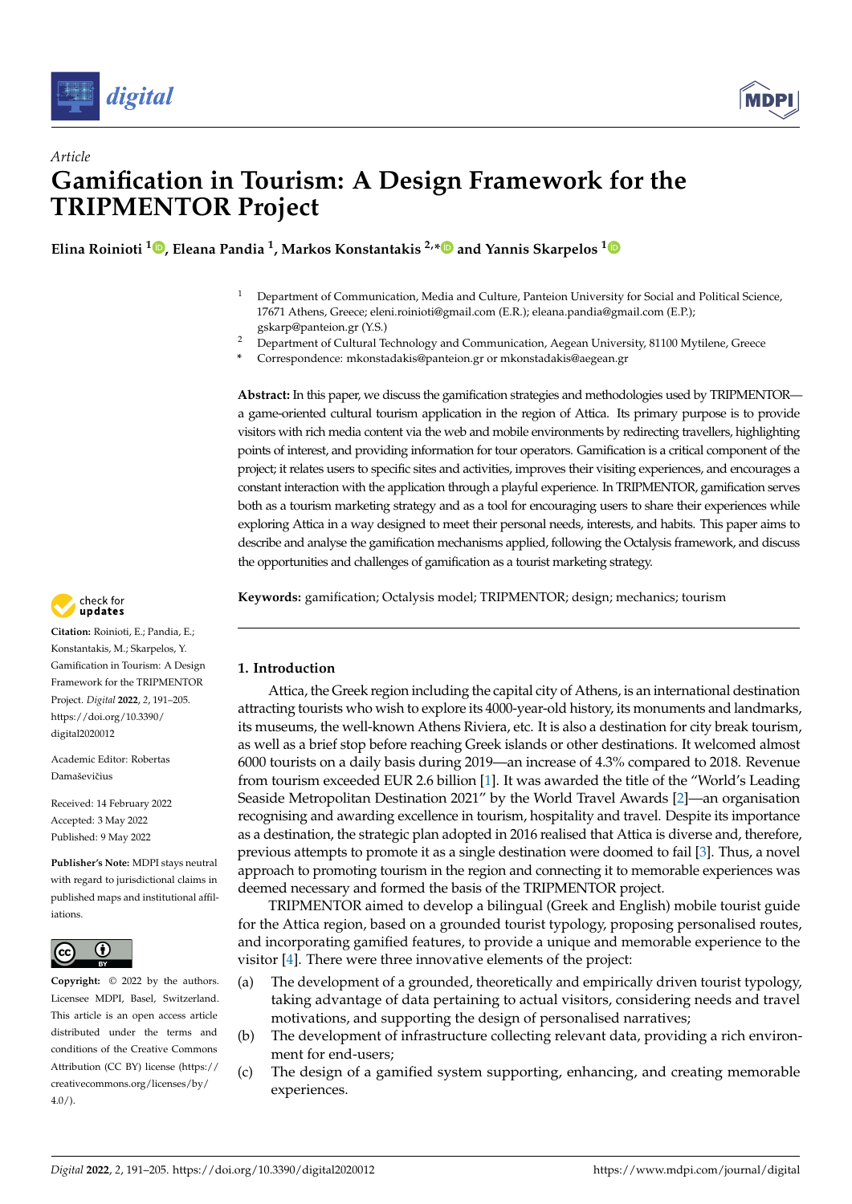*Article*

# Gamification in Tourism: A Design Framework for the TRIPMENTOR Project

**Elina Roinioti [1], Eleana Pandia [1], Markos Konstantakis [2,*] and Yannis Skarpelos [1]**

[1] Department of Communication, Media and Culture, Panteion University for Social and Political Science, 17671 Athens, Greece; eleni.roinioti@gmail.com (E.R.); eleana.pandia@gmail.com (E.P.); gskarp@panteion.gr (Y.S.)

[2] Department of Cultural Technology and Communication, Aegean University, 81100 Mytilene, Greece

* Correspondence: mkonstadakis@panteion.gr or mkonstadakis@aegean.gr

**Abstract:** In this paper, we discuss the gamification strategies and methodologies used by TRIPMENTOR—a game-oriented cultural tourism application in the region of Attica. Its primary purpose is to provide visitors with rich media content via the web and mobile environments by redirecting travellers, highlighting points of interest, and providing information for tour operators. Gamification is a critical component of the project; it relates users to specific sites and activities, improves their visiting experiences, and encourages a constant interaction with the application through a playful experience. In TRIPMENTOR, gamification serves both as a tourism marketing strategy and as a tool for encouraging users to share their experiences while exploring Attica in a way designed to meet their personal needs, interests, and habits. This paper aims to describe and analyse the gamification mechanisms applied, following the Octalysis framework, and discuss the opportunities and challenges of gamification as a tourist marketing strategy.

**Keywords:** gamification; Octalysis model; TRIPMENTOR; design; mechanics; tourism

**Citation:** Roinioti, E.; Pandia, E.; Konstantakis, M.; Skarpelos, Y. Gamification in Tourism: A Design Framework for the TRIPMENTOR Project. *Digital* **2022**, *2*, 191–205. https://doi.org/10.3390/digital2020012

Academic Editor: Robertas Damaševičius

Received: 14 February 2022
Accepted: 3 May 2022
Published: 9 May 2022

**Publisher's Note:** MDPI stays neutral with regard to jurisdictional claims in published maps and institutional affiliations.

**Copyright:** © 2022 by the authors. Licensee MDPI, Basel, Switzerland. This article is an open access article distributed under the terms and conditions of the Creative Commons Attribution (CC BY) license (https://creativecommons.org/licenses/by/4.0/).

## 1. Introduction

Attica, the Greek region including the capital city of Athens, is an international destination attracting tourists who wish to explore its 4000-year-old history, its monuments and landmarks, its museums, the well-known Athens Riviera, etc. It is also a destination for city break tourism, as well as a brief stop before reaching Greek islands or other destinations. It welcomed almost 6000 tourists on a daily basis during 2019—an increase of 4.3% compared to 2018. Revenue from tourism exceeded EUR 2.6 billion [1]. It was awarded the title of the "World's Leading Seaside Metropolitan Destination 2021" by the World Travel Awards [2]—an organisation recognising and awarding excellence in tourism, hospitality and travel. Despite its importance as a destination, the strategic plan adopted in 2016 realised that Attica is diverse and, therefore, previous attempts to promote it as a single destination were doomed to fail [3]. Thus, a novel approach to promoting tourism in the region and connecting it to memorable experiences was deemed necessary and formed the basis of the TRIPMENTOR project.

TRIPMENTOR aimed to develop a bilingual (Greek and English) mobile tourist guide for the Attica region, based on a grounded tourist typology, proposing personalised routes, and incorporating gamified features, to provide a unique and memorable experience to the visitor [4]. There were three innovative elements of the project:

(a) The development of a grounded, theoretically and empirically driven tourist typology, taking advantage of data pertaining to actual visitors, considering needs and travel motivations, and supporting the design of personalised narratives;

(b) The development of infrastructure collecting relevant data, providing a rich environment for end-users;

(c) The design of a gamified system supporting, enhancing, and creating memorable experiences.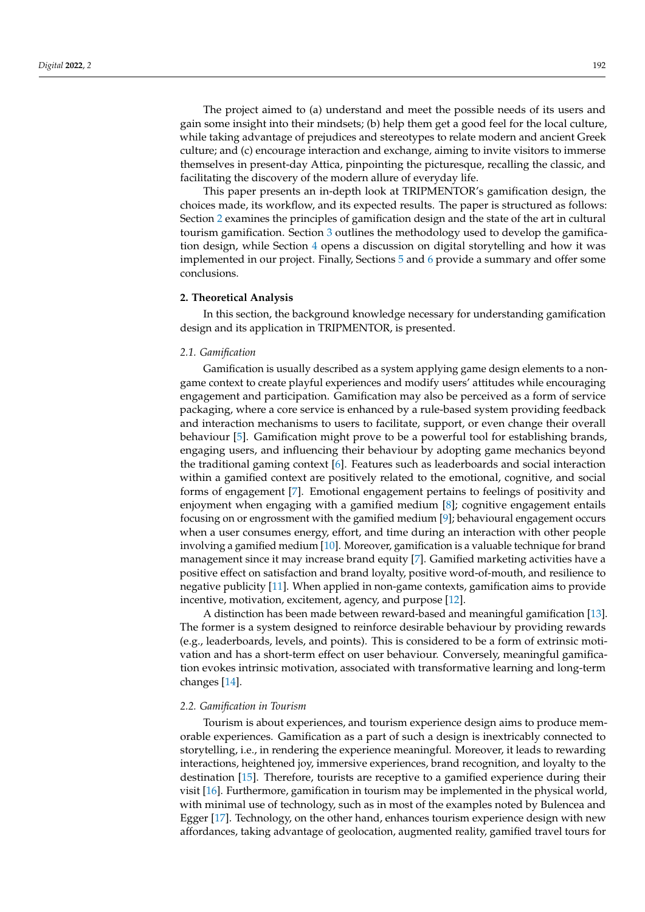The project aimed to (a) understand and meet the possible needs of its users and gain some insight into their mindsets; (b) help them get a good feel for the local culture, while taking advantage of prejudices and stereotypes to relate modern and ancient Greek culture; and (c) encourage interaction and exchange, aiming to invite visitors to immerse themselves in present-day Attica, pinpointing the picturesque, recalling the classic, and facilitating the discovery of the modern allure of everyday life.

This paper presents an in-depth look at TRIPMENTOR's gamification design, the choices made, its workflow, and its expected results. The paper is structured as follows: Section 2 examines the principles of gamification design and the state of the art in cultural tourism gamification. Section 3 outlines the methodology used to develop the gamification design, while Section 4 opens a discussion on digital storytelling and how it was implemented in our project. Finally, Sections 5 and 6 provide a summary and offer some conclusions.

## 2. Theoretical Analysis

In this section, the background knowledge necessary for understanding gamification design and its application in TRIPMENTOR, is presented.

### 2.1. Gamification

Gamification is usually described as a system applying game design elements to a non-game context to create playful experiences and modify users' attitudes while encouraging engagement and participation. Gamification may also be perceived as a form of service packaging, where a core service is enhanced by a rule-based system providing feedback and interaction mechanisms to users to facilitate, support, or even change their overall behaviour [5]. Gamification might prove to be a powerful tool for establishing brands, engaging users, and influencing their behaviour by adopting game mechanics beyond the traditional gaming context [6]. Features such as leaderboards and social interaction within a gamified context are positively related to the emotional, cognitive, and social forms of engagement [7]. Emotional engagement pertains to feelings of positivity and enjoyment when engaging with a gamified medium [8]; cognitive engagement entails focusing on or engrossment with the gamified medium [9]; behavioural engagement occurs when a user consumes energy, effort, and time during an interaction with other people involving a gamified medium [10]. Moreover, gamification is a valuable technique for brand management since it may increase brand equity [7]. Gamified marketing activities have a positive effect on satisfaction and brand loyalty, positive word-of-mouth, and resilience to negative publicity [11]. When applied in non-game contexts, gamification aims to provide incentive, motivation, excitement, agency, and purpose [12].

A distinction has been made between reward-based and meaningful gamification [13]. The former is a system designed to reinforce desirable behaviour by providing rewards (e.g., leaderboards, levels, and points). This is considered to be a form of extrinsic motivation and has a short-term effect on user behaviour. Conversely, meaningful gamification evokes intrinsic motivation, associated with transformative learning and long-term changes [14].

### 2.2. Gamification in Tourism

Tourism is about experiences, and tourism experience design aims to produce memorable experiences. Gamification as a part of such a design is inextricably connected to storytelling, i.e., in rendering the experience meaningful. Moreover, it leads to rewarding interactions, heightened joy, immersive experiences, brand recognition, and loyalty to the destination [15]. Therefore, tourists are receptive to a gamified experience during their visit [16]. Furthermore, gamification in tourism may be implemented in the physical world, with minimal use of technology, such as in most of the examples noted by Bulencea and Egger [17]. Technology, on the other hand, enhances tourism experience design with new affordances, taking advantage of geolocation, augmented reality, gamified travel tours for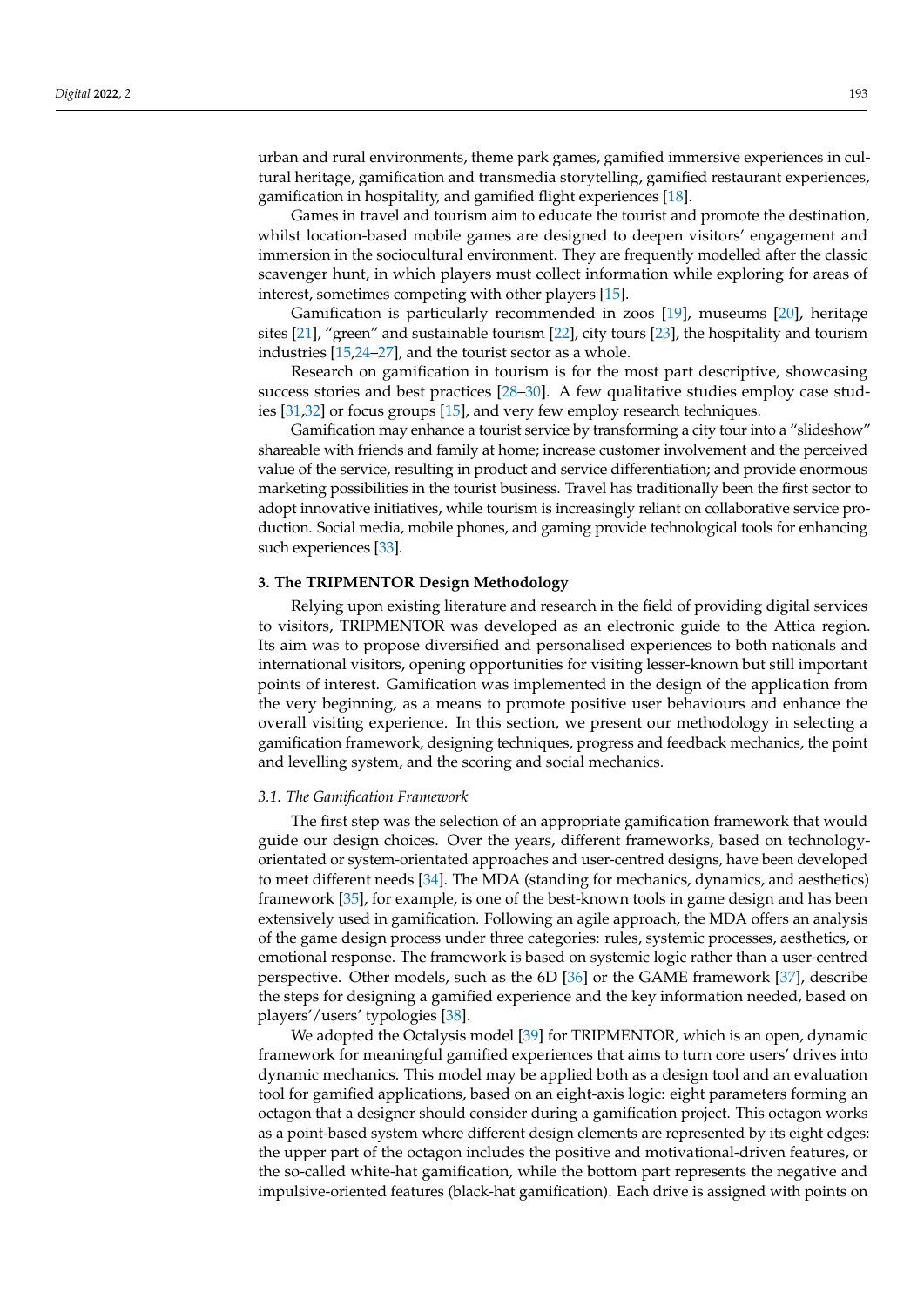urban and rural environments, theme park games, gamified immersive experiences in cultural heritage, gamification and transmedia storytelling, gamified restaurant experiences, gamification in hospitality, and gamified flight experiences [18].

Games in travel and tourism aim to educate the tourist and promote the destination, whilst location-based mobile games are designed to deepen visitors' engagement and immersion in the sociocultural environment. They are frequently modelled after the classic scavenger hunt, in which players must collect information while exploring for areas of interest, sometimes competing with other players [15].

Gamification is particularly recommended in zoos [19], museums [20], heritage sites [21], "green" and sustainable tourism [22], city tours [23], the hospitality and tourism industries [15,24–27], and the tourist sector as a whole.

Research on gamification in tourism is for the most part descriptive, showcasing success stories and best practices [28–30]. A few qualitative studies employ case studies [31,32] or focus groups [15], and very few employ research techniques.

Gamification may enhance a tourist service by transforming a city tour into a "slideshow" shareable with friends and family at home; increase customer involvement and the perceived value of the service, resulting in product and service differentiation; and provide enormous marketing possibilities in the tourist business. Travel has traditionally been the first sector to adopt innovative initiatives, while tourism is increasingly reliant on collaborative service production. Social media, mobile phones, and gaming provide technological tools for enhancing such experiences [33].

## 3. The TRIPMENTOR Design Methodology

Relying upon existing literature and research in the field of providing digital services to visitors, TRIPMENTOR was developed as an electronic guide to the Attica region. Its aim was to propose diversified and personalised experiences to both nationals and international visitors, opening opportunities for visiting lesser-known but still important points of interest. Gamification was implemented in the design of the application from the very beginning, as a means to promote positive user behaviours and enhance the overall visiting experience. In this section, we present our methodology in selecting a gamification framework, designing techniques, progress and feedback mechanics, the point and levelling system, and the scoring and social mechanics.

### *3.1. The Gamification Framework*

The first step was the selection of an appropriate gamification framework that would guide our design choices. Over the years, different frameworks, based on technology-orientated or system-orientated approaches and user-centred designs, have been developed to meet different needs [34]. The MDA (standing for mechanics, dynamics, and aesthetics) framework [35], for example, is one of the best-known tools in game design and has been extensively used in gamification. Following an agile approach, the MDA offers an analysis of the game design process under three categories: rules, systemic processes, aesthetics, or emotional response. The framework is based on systemic logic rather than a user-centred perspective. Other models, such as the 6D [36] or the GAME framework [37], describe the steps for designing a gamified experience and the key information needed, based on players'/users' typologies [38].

We adopted the Octalysis model [39] for TRIPMENTOR, which is an open, dynamic framework for meaningful gamified experiences that aims to turn core users' drives into dynamic mechanics. This model may be applied both as a design tool and an evaluation tool for gamified applications, based on an eight-axis logic: eight parameters forming an octagon that a designer should consider during a gamification project. This octagon works as a point-based system where different design elements are represented by its eight edges: the upper part of the octagon includes the positive and motivational-driven features, or the so-called white-hat gamification, while the bottom part represents the negative and impulsive-oriented features (black-hat gamification). Each drive is assigned with points on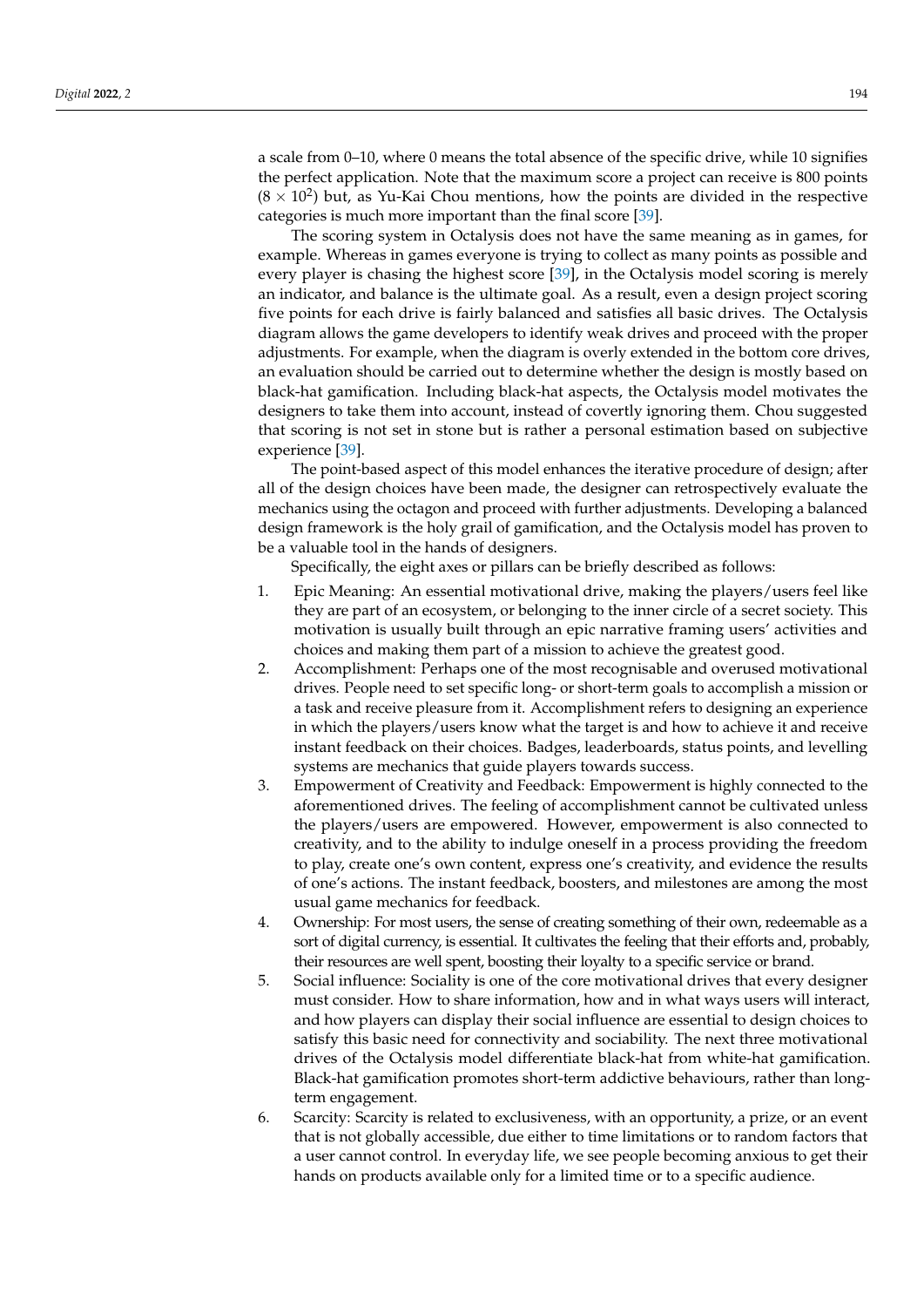a scale from 0–10, where 0 means the total absence of the specific drive, while 10 signifies the perfect application. Note that the maximum score a project can receive is 800 points ($8 \times 10^2$) but, as Yu-Kai Chou mentions, how the points are divided in the respective categories is much more important than the final score [39].

The scoring system in Octalysis does not have the same meaning as in games, for example. Whereas in games everyone is trying to collect as many points as possible and every player is chasing the highest score [39], in the Octalysis model scoring is merely an indicator, and balance is the ultimate goal. As a result, even a design project scoring five points for each drive is fairly balanced and satisfies all basic drives. The Octalysis diagram allows the game developers to identify weak drives and proceed with the proper adjustments. For example, when the diagram is overly extended in the bottom core drives, an evaluation should be carried out to determine whether the design is mostly based on black-hat gamification. Including black-hat aspects, the Octalysis model motivates the designers to take them into account, instead of covertly ignoring them. Chou suggested that scoring is not set in stone but is rather a personal estimation based on subjective experience [39].

The point-based aspect of this model enhances the iterative procedure of design; after all of the design choices have been made, the designer can retrospectively evaluate the mechanics using the octagon and proceed with further adjustments. Developing a balanced design framework is the holy grail of gamification, and the Octalysis model has proven to be a valuable tool in the hands of designers.

Specifically, the eight axes or pillars can be briefly described as follows:

1. Epic Meaning: An essential motivational drive, making the players/users feel like they are part of an ecosystem, or belonging to the inner circle of a secret society. This motivation is usually built through an epic narrative framing users' activities and choices and making them part of a mission to achieve the greatest good.
2. Accomplishment: Perhaps one of the most recognisable and overused motivational drives. People need to set specific long- or short-term goals to accomplish a mission or a task and receive pleasure from it. Accomplishment refers to designing an experience in which the players/users know what the target is and how to achieve it and receive instant feedback on their choices. Badges, leaderboards, status points, and levelling systems are mechanics that guide players towards success.
3. Empowerment of Creativity and Feedback: Empowerment is highly connected to the aforementioned drives. The feeling of accomplishment cannot be cultivated unless the players/users are empowered. However, empowerment is also connected to creativity, and to the ability to indulge oneself in a process providing the freedom to play, create one's own content, express one's creativity, and evidence the results of one's actions. The instant feedback, boosters, and milestones are among the most usual game mechanics for feedback.
4. Ownership: For most users, the sense of creating something of their own, redeemable as a sort of digital currency, is essential. It cultivates the feeling that their efforts and, probably, their resources are well spent, boosting their loyalty to a specific service or brand.
5. Social influence: Sociality is one of the core motivational drives that every designer must consider. How to share information, how and in what ways users will interact, and how players can display their social influence are essential to design choices to satisfy this basic need for connectivity and sociability. The next three motivational drives of the Octalysis model differentiate black-hat from white-hat gamification. Black-hat gamification promotes short-term addictive behaviours, rather than long-term engagement.
6. Scarcity: Scarcity is related to exclusiveness, with an opportunity, a prize, or an event that is not globally accessible, due either to time limitations or to random factors that a user cannot control. In everyday life, we see people becoming anxious to get their hands on products available only for a limited time or to a specific audience.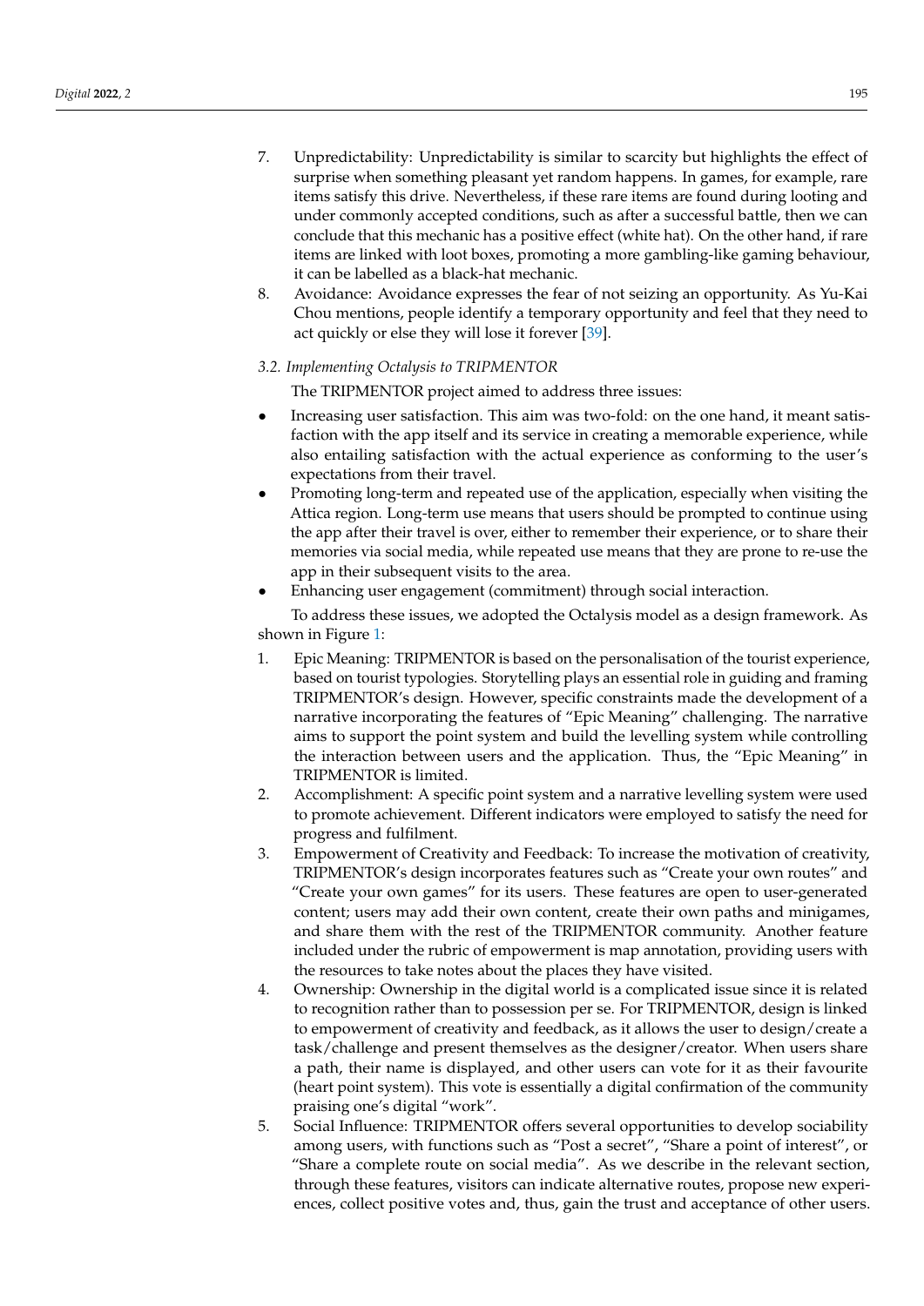7. Unpredictability: Unpredictability is similar to scarcity but highlights the effect of surprise when something pleasant yet random happens. In games, for example, rare items satisfy this drive. Nevertheless, if these rare items are found during looting and under commonly accepted conditions, such as after a successful battle, then we can conclude that this mechanic has a positive effect (white hat). On the other hand, if rare items are linked with loot boxes, promoting a more gambling-like gaming behaviour, it can be labelled as a black-hat mechanic.
8. Avoidance: Avoidance expresses the fear of not seizing an opportunity. As Yu-Kai Chou mentions, people identify a temporary opportunity and feel that they need to act quickly or else they will lose it forever [39].

### 3.2. Implementing Octalysis to TRIPMENTOR

The TRIPMENTOR project aimed to address three issues:

- Increasing user satisfaction. This aim was two-fold: on the one hand, it meant satisfaction with the app itself and its service in creating a memorable experience, while also entailing satisfaction with the actual experience as conforming to the user's expectations from their travel.
- Promoting long-term and repeated use of the application, especially when visiting the Attica region. Long-term use means that users should be prompted to continue using the app after their travel is over, either to remember their experience, or to share their memories via social media, while repeated use means that they are prone to re-use the app in their subsequent visits to the area.
- Enhancing user engagement (commitment) through social interaction.

To address these issues, we adopted the Octalysis model as a design framework. As shown in Figure 1:

1. Epic Meaning: TRIPMENTOR is based on the personalisation of the tourist experience, based on tourist typologies. Storytelling plays an essential role in guiding and framing TRIPMENTOR's design. However, specific constraints made the development of a narrative incorporating the features of "Epic Meaning" challenging. The narrative aims to support the point system and build the levelling system while controlling the interaction between users and the application. Thus, the "Epic Meaning" in TRIPMENTOR is limited.
2. Accomplishment: A specific point system and a narrative levelling system were used to promote achievement. Different indicators were employed to satisfy the need for progress and fulfilment.
3. Empowerment of Creativity and Feedback: To increase the motivation of creativity, TRIPMENTOR's design incorporates features such as "Create your own routes" and "Create your own games" for its users. These features are open to user-generated content; users may add their own content, create their own paths and minigames, and share them with the rest of the TRIPMENTOR community. Another feature included under the rubric of empowerment is map annotation, providing users with the resources to take notes about the places they have visited.
4. Ownership: Ownership in the digital world is a complicated issue since it is related to recognition rather than to possession per se. For TRIPMENTOR, design is linked to empowerment of creativity and feedback, as it allows the user to design/create a task/challenge and present themselves as the designer/creator. When users share a path, their name is displayed, and other users can vote for it as their favourite (heart point system). This vote is essentially a digital confirmation of the community praising one's digital "work".
5. Social Influence: TRIPMENTOR offers several opportunities to develop sociability among users, with functions such as "Post a secret", "Share a point of interest", or "Share a complete route on social media". As we describe in the relevant section, through these features, visitors can indicate alternative routes, propose new experiences, collect positive votes and, thus, gain the trust and acceptance of other users.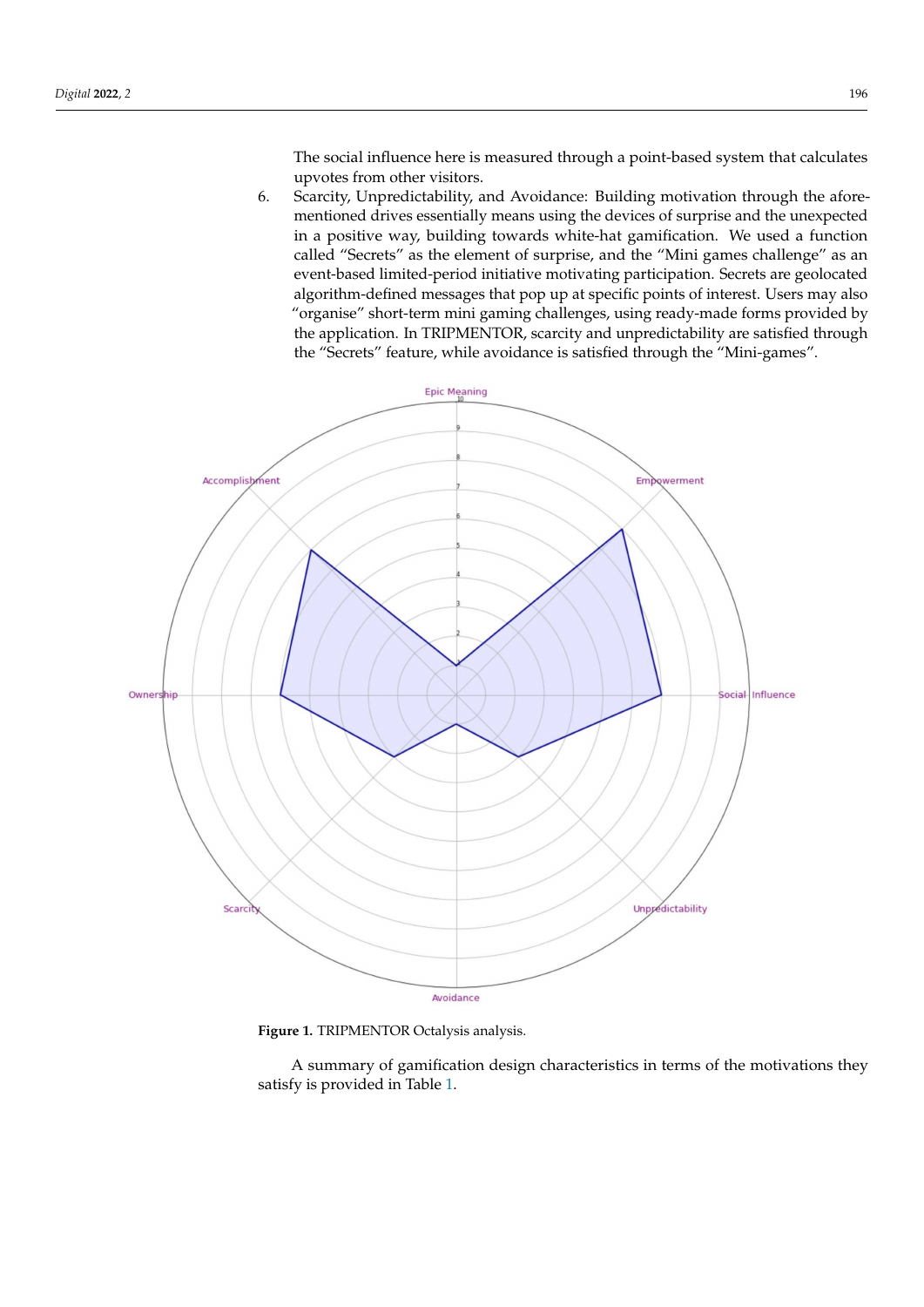The social influence here is measured through a point-based system that calculates upvotes from other visitors.

6. Scarcity, Unpredictability, and Avoidance: Building motivation through the aforementioned drives essentially means using the devices of surprise and the unexpected in a positive way, building towards white-hat gamification. We used a function called "Secrets" as the element of surprise, and the "Mini games challenge" as an event-based limited-period initiative motivating participation. Secrets are geolocated algorithm-defined messages that pop up at specific points of interest. Users may also "organise" short-term mini gaming challenges, using ready-made forms provided by the application. In TRIPMENTOR, scarcity and unpredictability are satisfied through the "Secrets" feature, while avoidance is satisfied through the "Mini-games".

**Figure 1.** TRIPMENTOR Octalysis analysis.

A summary of gamification design characteristics in terms of the motivations they satisfy is provided in Table 1.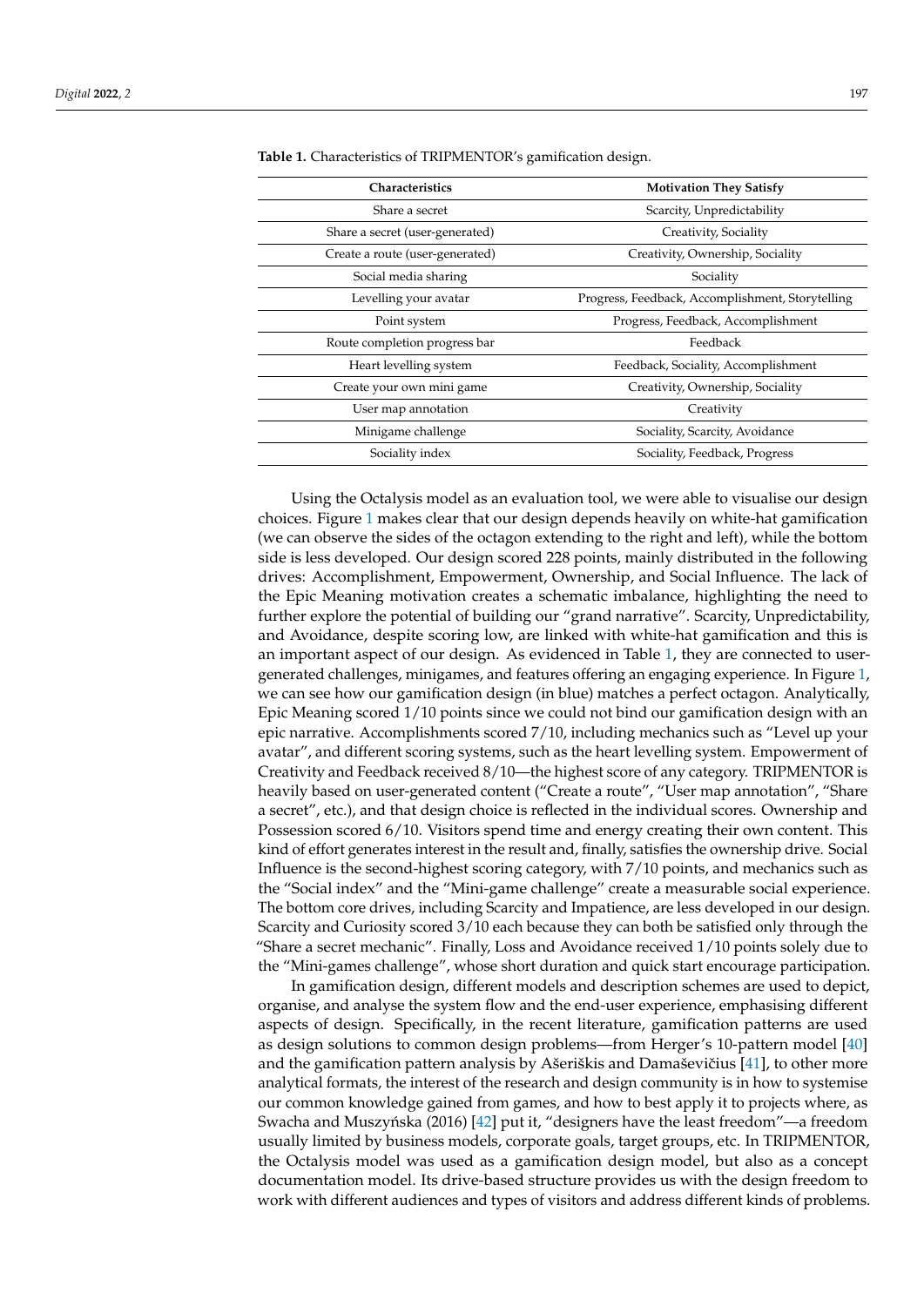**Table 1.** Characteristics of TRIPMENTOR's gamification design.

| Characteristics | Motivation They Satisfy |
|---|---|
| Share a secret | Scarcity, Unpredictability |
| Share a secret (user-generated) | Creativity, Sociality |
| Create a route (user-generated) | Creativity, Ownership, Sociality |
| Social media sharing | Sociality |
| Levelling your avatar | Progress, Feedback, Accomplishment, Storytelling |
| Point system | Progress, Feedback, Accomplishment |
| Route completion progress bar | Feedback |
| Heart levelling system | Feedback, Sociality, Accomplishment |
| Create your own mini game | Creativity, Ownership, Sociality |
| User map annotation | Creativity |
| Minigame challenge | Sociality, Scarcity, Avoidance |
| Sociality index | Sociality, Feedback, Progress |

Using the Octalysis model as an evaluation tool, we were able to visualise our design choices. Figure 1 makes clear that our design depends heavily on white-hat gamification (we can observe the sides of the octagon extending to the right and left), while the bottom side is less developed. Our design scored 228 points, mainly distributed in the following drives: Accomplishment, Empowerment, Ownership, and Social Influence. The lack of the Epic Meaning motivation creates a schematic imbalance, highlighting the need to further explore the potential of building our "grand narrative". Scarcity, Unpredictability, and Avoidance, despite scoring low, are linked with white-hat gamification and this is an important aspect of our design. As evidenced in Table 1, they are connected to user-generated challenges, minigames, and features offering an engaging experience. In Figure 1, we can see how our gamification design (in blue) matches a perfect octagon. Analytically, Epic Meaning scored 1/10 points since we could not bind our gamification design with an epic narrative. Accomplishments scored 7/10, including mechanics such as "Level up your avatar", and different scoring systems, such as the heart levelling system. Empowerment of Creativity and Feedback received 8/10—the highest score of any category. TRIPMENTOR is heavily based on user-generated content ("Create a route", "User map annotation", "Share a secret", etc.), and that design choice is reflected in the individual scores. Ownership and Possession scored 6/10. Visitors spend time and energy creating their own content. This kind of effort generates interest in the result and, finally, satisfies the ownership drive. Social Influence is the second-highest scoring category, with 7/10 points, and mechanics such as the "Social index" and the "Mini-game challenge" create a measurable social experience. The bottom core drives, including Scarcity and Impatience, are less developed in our design. Scarcity and Curiosity scored 3/10 each because they can both be satisfied only through the "Share a secret mechanic". Finally, Loss and Avoidance received 1/10 points solely due to the "Mini-games challenge", whose short duration and quick start encourage participation.

In gamification design, different models and description schemes are used to depict, organise, and analyse the system flow and the end-user experience, emphasising different aspects of design. Specifically, in the recent literature, gamification patterns are used as design solutions to common design problems—from Herger's 10-pattern model [40] and the gamification pattern analysis by Ašeriškis and Damaševičius [41], to other more analytical formats, the interest of the research and design community is in how to systemise our common knowledge gained from games, and how to best apply it to projects where, as Swacha and Muszyńska (2016) [42] put it, "designers have the least freedom"—a freedom usually limited by business models, corporate goals, target groups, etc. In TRIPMENTOR, the Octalysis model was used as a gamification design model, but also as a concept documentation model. Its drive-based structure provides us with the design freedom to work with different audiences and types of visitors and address different kinds of problems.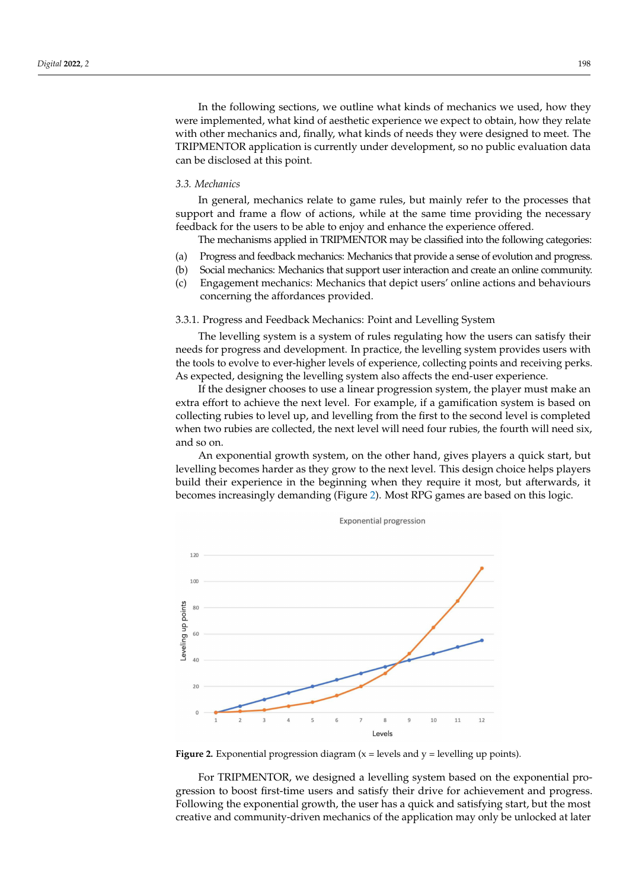In the following sections, we outline what kinds of mechanics we used, how they were implemented, what kind of aesthetic experience we expect to obtain, how they relate with other mechanics and, finally, what kinds of needs they were designed to meet. The TRIPMENTOR application is currently under development, so no public evaluation data can be disclosed at this point.

### 3.3. Mechanics

In general, mechanics relate to game rules, but mainly refer to the processes that support and frame a flow of actions, while at the same time providing the necessary feedback for the users to be able to enjoy and enhance the experience offered.

The mechanisms applied in TRIPMENTOR may be classified into the following categories:

(a) Progress and feedback mechanics: Mechanics that provide a sense of evolution and progress.
(b) Social mechanics: Mechanics that support user interaction and create an online community.
(c) Engagement mechanics: Mechanics that depict users' online actions and behaviours concerning the affordances provided.

#### 3.3.1. Progress and Feedback Mechanics: Point and Levelling System

The levelling system is a system of rules regulating how the users can satisfy their needs for progress and development. In practice, the levelling system provides users with the tools to evolve to ever-higher levels of experience, collecting points and receiving perks. As expected, designing the levelling system also affects the end-user experience.

If the designer chooses to use a linear progression system, the player must make an extra effort to achieve the next level. For example, if a gamification system is based on collecting rubies to level up, and levelling from the first to the second level is completed when two rubies are collected, the next level will need four rubies, the fourth will need six, and so on.

An exponential growth system, on the other hand, gives players a quick start, but levelling becomes harder as they grow to the next level. This design choice helps players build their experience in the beginning when they require it most, but afterwards, it becomes increasingly demanding (Figure 2). Most RPG games are based on this logic.

**Figure 2.** Exponential progression diagram (x = levels and y = levelling up points).

For TRIPMENTOR, we designed a levelling system based on the exponential progression to boost first-time users and satisfy their drive for achievement and progress. Following the exponential growth, the user has a quick and satisfying start, but the most creative and community-driven mechanics of the application may only be unlocked at later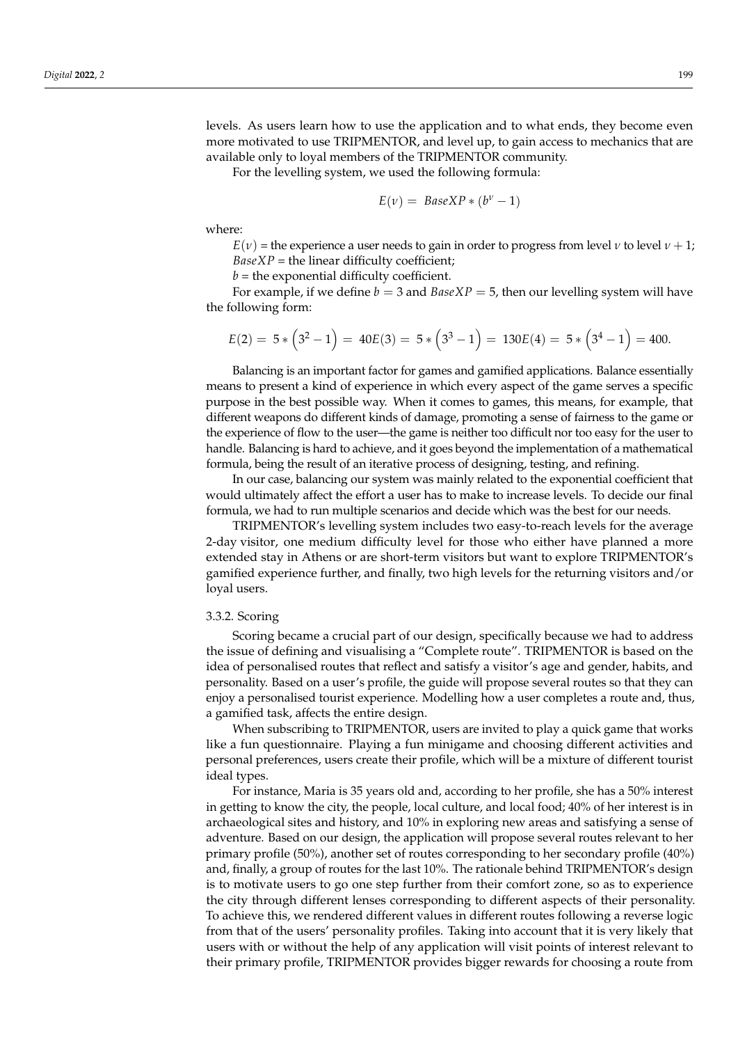levels. As users learn how to use the application and to what ends, they become even more motivated to use TRIPMENTOR, and level up, to gain access to mechanics that are available only to loyal members of the TRIPMENTOR community.

For the levelling system, we used the following formula:

$$E(\nu) = BaseXP * (b^{\nu} - 1)$$

where:

$E(\nu)$ = the experience a user needs to gain in order to progress from level $\nu$ to level $\nu + 1$;

$BaseXP$ = the linear difficulty coefficient;

$b$ = the exponential difficulty coefficient.

For example, if we define $b = 3$ and $BaseXP = 5$, then our levelling system will have the following form:

$$E(2) = 5 * \left(3^2 - 1\right) = 40E(3) = 5 * \left(3^3 - 1\right) = 130E(4) = 5 * \left(3^4 - 1\right) = 400.$$

Balancing is an important factor for games and gamified applications. Balance essentially means to present a kind of experience in which every aspect of the game serves a specific purpose in the best possible way. When it comes to games, this means, for example, that different weapons do different kinds of damage, promoting a sense of fairness to the game or the experience of flow to the user—the game is neither too difficult nor too easy for the user to handle. Balancing is hard to achieve, and it goes beyond the implementation of a mathematical formula, being the result of an iterative process of designing, testing, and refining.

In our case, balancing our system was mainly related to the exponential coefficient that would ultimately affect the effort a user has to make to increase levels. To decide our final formula, we had to run multiple scenarios and decide which was the best for our needs.

TRIPMENTOR's levelling system includes two easy-to-reach levels for the average 2-day visitor, one medium difficulty level for those who either have planned a more extended stay in Athens or are short-term visitors but want to explore TRIPMENTOR's gamified experience further, and finally, two high levels for the returning visitors and/or loyal users.

#### 3.3.2. Scoring

Scoring became a crucial part of our design, specifically because we had to address the issue of defining and visualising a "Complete route". TRIPMENTOR is based on the idea of personalised routes that reflect and satisfy a visitor's age and gender, habits, and personality. Based on a user's profile, the guide will propose several routes so that they can enjoy a personalised tourist experience. Modelling how a user completes a route and, thus, a gamified task, affects the entire design.

When subscribing to TRIPMENTOR, users are invited to play a quick game that works like a fun questionnaire. Playing a fun minigame and choosing different activities and personal preferences, users create their profile, which will be a mixture of different tourist ideal types.

For instance, Maria is 35 years old and, according to her profile, she has a 50% interest in getting to know the city, the people, local culture, and local food; 40% of her interest is in archaeological sites and history, and 10% in exploring new areas and satisfying a sense of adventure. Based on our design, the application will propose several routes relevant to her primary profile (50%), another set of routes corresponding to her secondary profile (40%) and, finally, a group of routes for the last 10%. The rationale behind TRIPMENTOR's design is to motivate users to go one step further from their comfort zone, so as to experience the city through different lenses corresponding to different aspects of their personality. To achieve this, we rendered different values in different routes following a reverse logic from that of the users' personality profiles. Taking into account that it is very likely that users with or without the help of any application will visit points of interest relevant to their primary profile, TRIPMENTOR provides bigger rewards for choosing a route from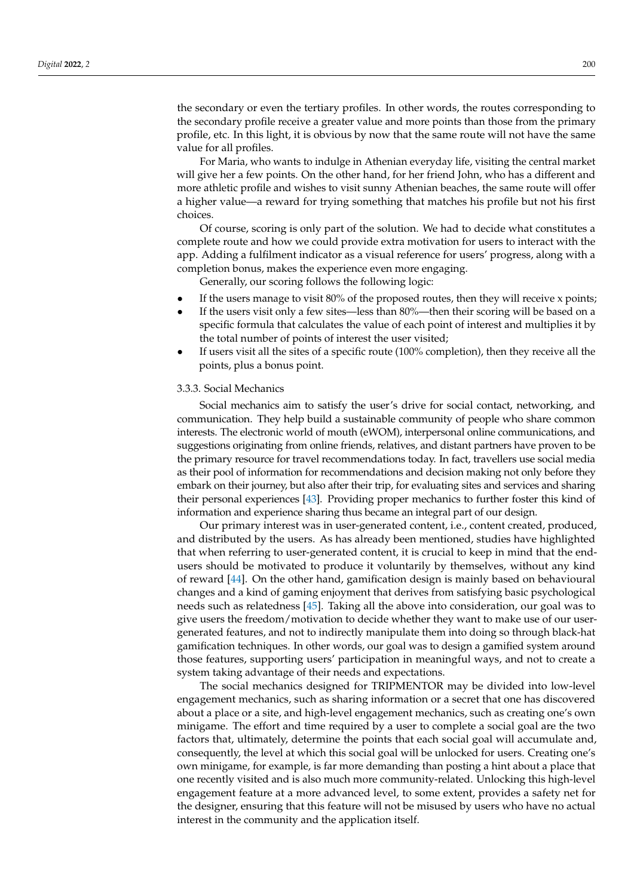the secondary or even the tertiary profiles. In other words, the routes corresponding to the secondary profile receive a greater value and more points than those from the primary profile, etc. In this light, it is obvious by now that the same route will not have the same value for all profiles.

For Maria, who wants to indulge in Athenian everyday life, visiting the central market will give her a few points. On the other hand, for her friend John, who has a different and more athletic profile and wishes to visit sunny Athenian beaches, the same route will offer a higher value—a reward for trying something that matches his profile but not his first choices.

Of course, scoring is only part of the solution. We had to decide what constitutes a complete route and how we could provide extra motivation for users to interact with the app. Adding a fulfilment indicator as a visual reference for users' progress, along with a completion bonus, makes the experience even more engaging.

Generally, our scoring follows the following logic:

- If the users manage to visit 80% of the proposed routes, then they will receive x points;
- If the users visit only a few sites—less than 80%—then their scoring will be based on a specific formula that calculates the value of each point of interest and multiplies it by the total number of points of interest the user visited;
- If users visit all the sites of a specific route (100% completion), then they receive all the points, plus a bonus point.

#### 3.3.3. Social Mechanics

Social mechanics aim to satisfy the user's drive for social contact, networking, and communication. They help build a sustainable community of people who share common interests. The electronic world of mouth (eWOM), interpersonal online communications, and suggestions originating from online friends, relatives, and distant partners have proven to be the primary resource for travel recommendations today. In fact, travellers use social media as their pool of information for recommendations and decision making not only before they embark on their journey, but also after their trip, for evaluating sites and services and sharing their personal experiences [43]. Providing proper mechanics to further foster this kind of information and experience sharing thus became an integral part of our design.

Our primary interest was in user-generated content, i.e., content created, produced, and distributed by the users. As has already been mentioned, studies have highlighted that when referring to user-generated content, it is crucial to keep in mind that the end-users should be motivated to produce it voluntarily by themselves, without any kind of reward [44]. On the other hand, gamification design is mainly based on behavioural changes and a kind of gaming enjoyment that derives from satisfying basic psychological needs such as relatedness [45]. Taking all the above into consideration, our goal was to give users the freedom/motivation to decide whether they want to make use of our user-generated features, and not to indirectly manipulate them into doing so through black-hat gamification techniques. In other words, our goal was to design a gamified system around those features, supporting users' participation in meaningful ways, and not to create a system taking advantage of their needs and expectations.

The social mechanics designed for TRIPMENTOR may be divided into low-level engagement mechanics, such as sharing information or a secret that one has discovered about a place or a site, and high-level engagement mechanics, such as creating one's own minigame. The effort and time required by a user to complete a social goal are the two factors that, ultimately, determine the points that each social goal will accumulate and, consequently, the level at which this social goal will be unlocked for users. Creating one's own minigame, for example, is far more demanding than posting a hint about a place that one recently visited and is also much more community-related. Unlocking this high-level engagement feature at a more advanced level, to some extent, provides a safety net for the designer, ensuring that this feature will not be misused by users who have no actual interest in the community and the application itself.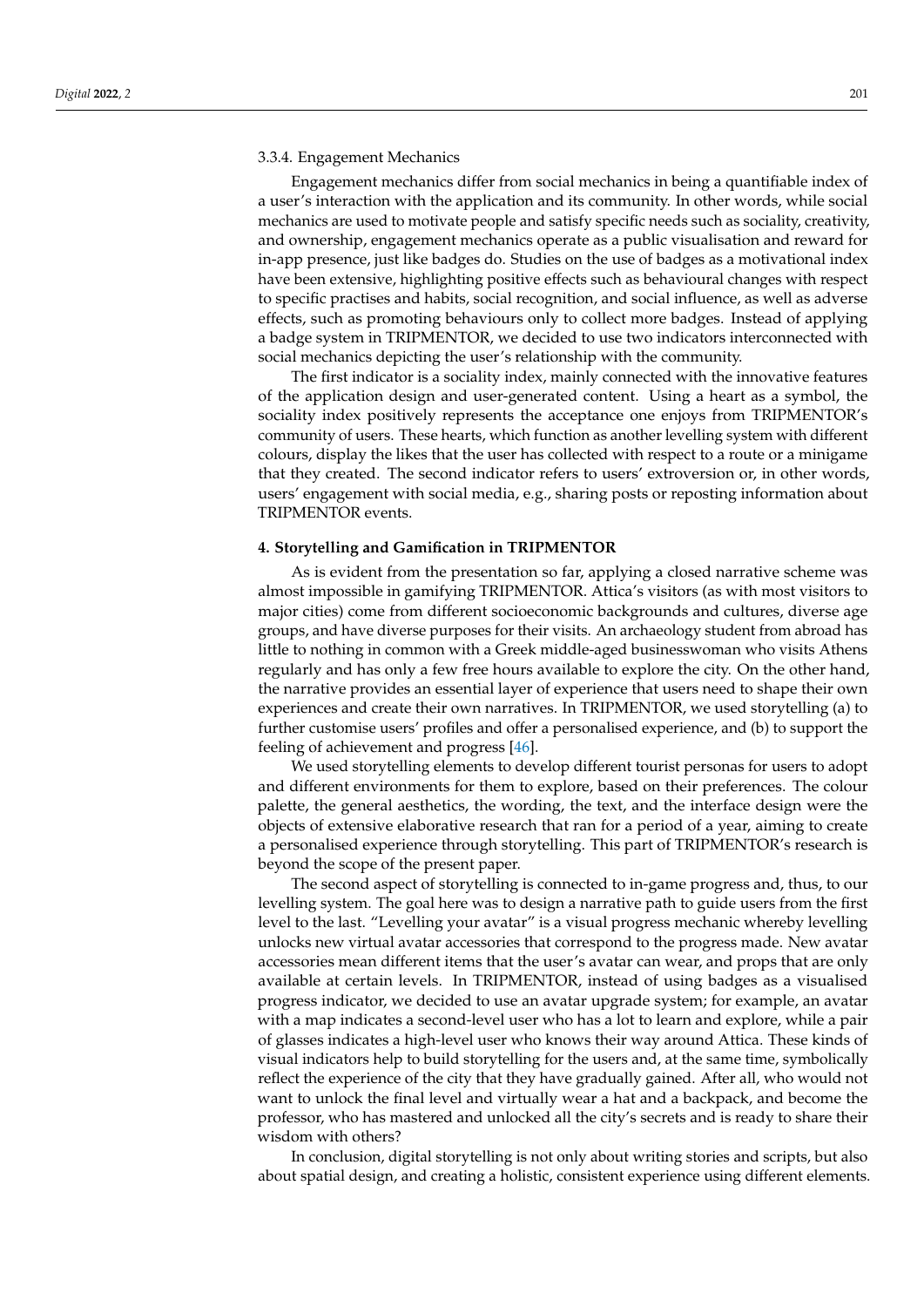#### 3.3.4. Engagement Mechanics

Engagement mechanics differ from social mechanics in being a quantifiable index of a user's interaction with the application and its community. In other words, while social mechanics are used to motivate people and satisfy specific needs such as sociality, creativity, and ownership, engagement mechanics operate as a public visualisation and reward for in-app presence, just like badges do. Studies on the use of badges as a motivational index have been extensive, highlighting positive effects such as behavioural changes with respect to specific practises and habits, social recognition, and social influence, as well as adverse effects, such as promoting behaviours only to collect more badges. Instead of applying a badge system in TRIPMENTOR, we decided to use two indicators interconnected with social mechanics depicting the user's relationship with the community.

The first indicator is a sociality index, mainly connected with the innovative features of the application design and user-generated content. Using a heart as a symbol, the sociality index positively represents the acceptance one enjoys from TRIPMENTOR's community of users. These hearts, which function as another levelling system with different colours, display the likes that the user has collected with respect to a route or a minigame that they created. The second indicator refers to users' extroversion or, in other words, users' engagement with social media, e.g., sharing posts or reposting information about TRIPMENTOR events.

## 4. Storytelling and Gamification in TRIPMENTOR

As is evident from the presentation so far, applying a closed narrative scheme was almost impossible in gamifying TRIPMENTOR. Attica's visitors (as with most visitors to major cities) come from different socioeconomic backgrounds and cultures, diverse age groups, and have diverse purposes for their visits. An archaeology student from abroad has little to nothing in common with a Greek middle-aged businesswoman who visits Athens regularly and has only a few free hours available to explore the city. On the other hand, the narrative provides an essential layer of experience that users need to shape their own experiences and create their own narratives. In TRIPMENTOR, we used storytelling (a) to further customise users' profiles and offer a personalised experience, and (b) to support the feeling of achievement and progress [46].

We used storytelling elements to develop different tourist personas for users to adopt and different environments for them to explore, based on their preferences. The colour palette, the general aesthetics, the wording, the text, and the interface design were the objects of extensive elaborative research that ran for a period of a year, aiming to create a personalised experience through storytelling. This part of TRIPMENTOR's research is beyond the scope of the present paper.

The second aspect of storytelling is connected to in-game progress and, thus, to our levelling system. The goal here was to design a narrative path to guide users from the first level to the last. "Levelling your avatar" is a visual progress mechanic whereby levelling unlocks new virtual avatar accessories that correspond to the progress made. New avatar accessories mean different items that the user's avatar can wear, and props that are only available at certain levels. In TRIPMENTOR, instead of using badges as a visualised progress indicator, we decided to use an avatar upgrade system; for example, an avatar with a map indicates a second-level user who has a lot to learn and explore, while a pair of glasses indicates a high-level user who knows their way around Attica. These kinds of visual indicators help to build storytelling for the users and, at the same time, symbolically reflect the experience of the city that they have gradually gained. After all, who would not want to unlock the final level and virtually wear a hat and a backpack, and become the professor, who has mastered and unlocked all the city's secrets and is ready to share their wisdom with others?

In conclusion, digital storytelling is not only about writing stories and scripts, but also about spatial design, and creating a holistic, consistent experience using different elements.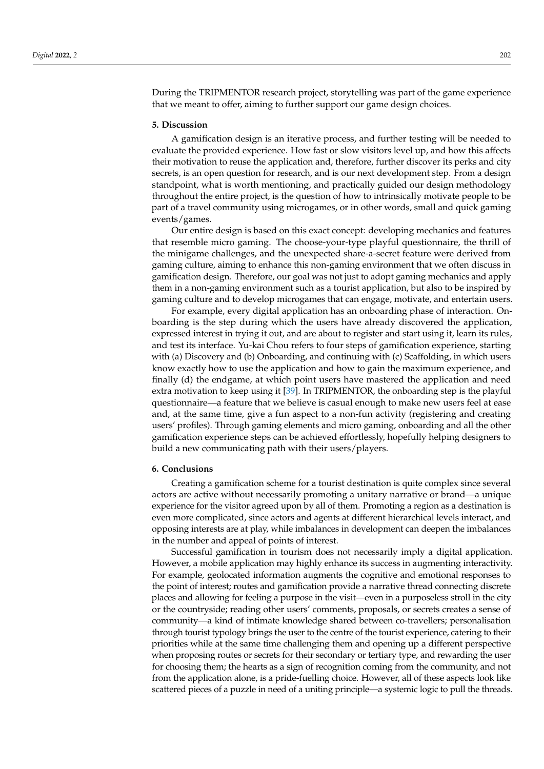During the TRIPMENTOR research project, storytelling was part of the game experience that we meant to offer, aiming to further support our game design choices.

## 5. Discussion

A gamification design is an iterative process, and further testing will be needed to evaluate the provided experience. How fast or slow visitors level up, and how this affects their motivation to reuse the application and, therefore, further discover its perks and city secrets, is an open question for research, and is our next development step. From a design standpoint, what is worth mentioning, and practically guided our design methodology throughout the entire project, is the question of how to intrinsically motivate people to be part of a travel community using microgames, or in other words, small and quick gaming events/games.

Our entire design is based on this exact concept: developing mechanics and features that resemble micro gaming. The choose-your-type playful questionnaire, the thrill of the minigame challenges, and the unexpected share-a-secret feature were derived from gaming culture, aiming to enhance this non-gaming environment that we often discuss in gamification design. Therefore, our goal was not just to adopt gaming mechanics and apply them in a non-gaming environment such as a tourist application, but also to be inspired by gaming culture and to develop microgames that can engage, motivate, and entertain users.

For example, every digital application has an onboarding phase of interaction. Onboarding is the step during which the users have already discovered the application, expressed interest in trying it out, and are about to register and start using it, learn its rules, and test its interface. Yu-kai Chou refers to four steps of gamification experience, starting with (a) Discovery and (b) Onboarding, and continuing with (c) Scaffolding, in which users know exactly how to use the application and how to gain the maximum experience, and finally (d) the endgame, at which point users have mastered the application and need extra motivation to keep using it [39]. In TRIPMENTOR, the onboarding step is the playful questionnaire—a feature that we believe is casual enough to make new users feel at ease and, at the same time, give a fun aspect to a non-fun activity (registering and creating users' profiles). Through gaming elements and micro gaming, onboarding and all the other gamification experience steps can be achieved effortlessly, hopefully helping designers to build a new communicating path with their users/players.

## 6. Conclusions

Creating a gamification scheme for a tourist destination is quite complex since several actors are active without necessarily promoting a unitary narrative or brand—a unique experience for the visitor agreed upon by all of them. Promoting a region as a destination is even more complicated, since actors and agents at different hierarchical levels interact, and opposing interests are at play, while imbalances in development can deepen the imbalances in the number and appeal of points of interest.

Successful gamification in tourism does not necessarily imply a digital application. However, a mobile application may highly enhance its success in augmenting interactivity. For example, geolocated information augments the cognitive and emotional responses to the point of interest; routes and gamification provide a narrative thread connecting discrete places and allowing for feeling a purpose in the visit—even in a purposeless stroll in the city or the countryside; reading other users' comments, proposals, or secrets creates a sense of community—a kind of intimate knowledge shared between co-travellers; personalisation through tourist typology brings the user to the centre of the tourist experience, catering to their priorities while at the same time challenging them and opening up a different perspective when proposing routes or secrets for their secondary or tertiary type, and rewarding the user for choosing them; the hearts as a sign of recognition coming from the community, and not from the application alone, is a pride-fuelling choice. However, all of these aspects look like scattered pieces of a puzzle in need of a uniting principle—a systemic logic to pull the threads.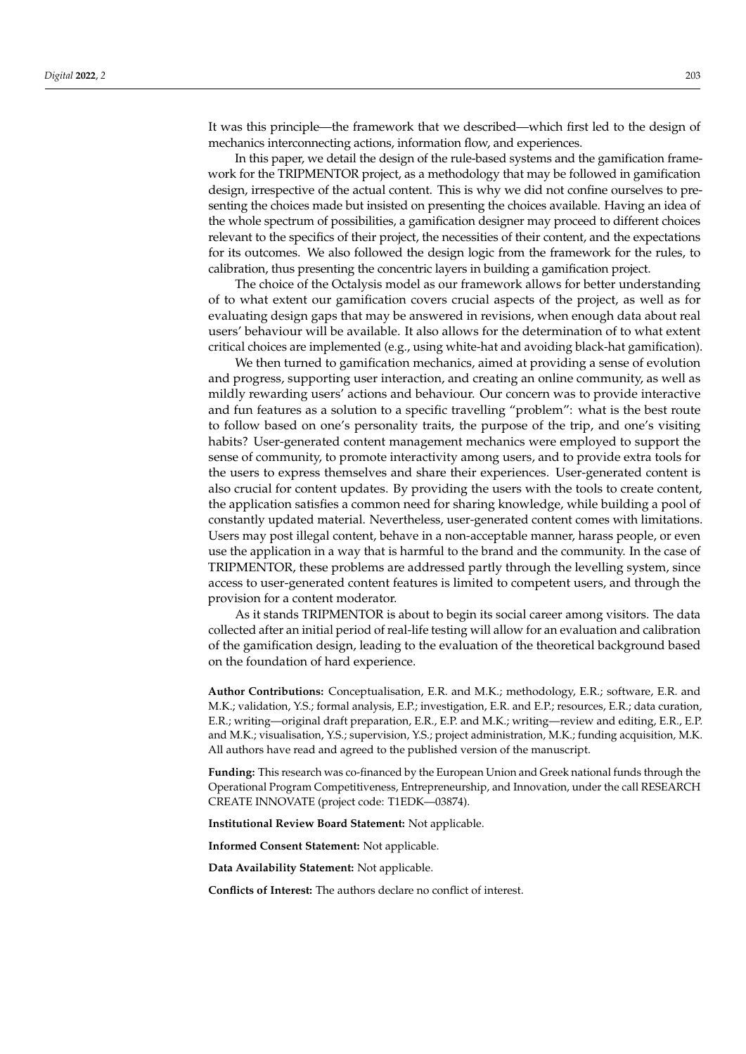It was this principle—the framework that we described—which first led to the design of mechanics interconnecting actions, information flow, and experiences.

In this paper, we detail the design of the rule-based systems and the gamification framework for the TRIPMENTOR project, as a methodology that may be followed in gamification design, irrespective of the actual content. This is why we did not confine ourselves to presenting the choices made but insisted on presenting the choices available. Having an idea of the whole spectrum of possibilities, a gamification designer may proceed to different choices relevant to the specifics of their project, the necessities of their content, and the expectations for its outcomes. We also followed the design logic from the framework for the rules, to calibration, thus presenting the concentric layers in building a gamification project.

The choice of the Octalysis model as our framework allows for better understanding of to what extent our gamification covers crucial aspects of the project, as well as for evaluating design gaps that may be answered in revisions, when enough data about real users' behaviour will be available. It also allows for the determination of to what extent critical choices are implemented (e.g., using white-hat and avoiding black-hat gamification).

We then turned to gamification mechanics, aimed at providing a sense of evolution and progress, supporting user interaction, and creating an online community, as well as mildly rewarding users' actions and behaviour. Our concern was to provide interactive and fun features as a solution to a specific travelling "problem": what is the best route to follow based on one's personality traits, the purpose of the trip, and one's visiting habits? User-generated content management mechanics were employed to support the sense of community, to promote interactivity among users, and to provide extra tools for the users to express themselves and share their experiences. User-generated content is also crucial for content updates. By providing the users with the tools to create content, the application satisfies a common need for sharing knowledge, while building a pool of constantly updated material. Nevertheless, user-generated content comes with limitations. Users may post illegal content, behave in a non-acceptable manner, harass people, or even use the application in a way that is harmful to the brand and the community. In the case of TRIPMENTOR, these problems are addressed partly through the levelling system, since access to user-generated content features is limited to competent users, and through the provision for a content moderator.

As it stands TRIPMENTOR is about to begin its social career among visitors. The data collected after an initial period of real-life testing will allow for an evaluation and calibration of the gamification design, leading to the evaluation of the theoretical background based on the foundation of hard experience.

**Author Contributions:** Conceptualisation, E.R. and M.K.; methodology, E.R.; software, E.R. and M.K.; validation, Y.S.; formal analysis, E.P.; investigation, E.R. and E.P.; resources, E.R.; data curation, E.R.; writing—original draft preparation, E.R., E.P. and M.K.; writing—review and editing, E.R., E.P. and M.K.; visualisation, Y.S.; supervision, Y.S.; project administration, M.K.; funding acquisition, M.K. All authors have read and agreed to the published version of the manuscript.

**Funding:** This research was co-financed by the European Union and Greek national funds through the Operational Program Competitiveness, Entrepreneurship, and Innovation, under the call RESEARCH CREATE INNOVATE (project code: T1EDK—03874).

**Institutional Review Board Statement:** Not applicable.

**Informed Consent Statement:** Not applicable.

**Data Availability Statement:** Not applicable.

**Conflicts of Interest:** The authors declare no conflict of interest.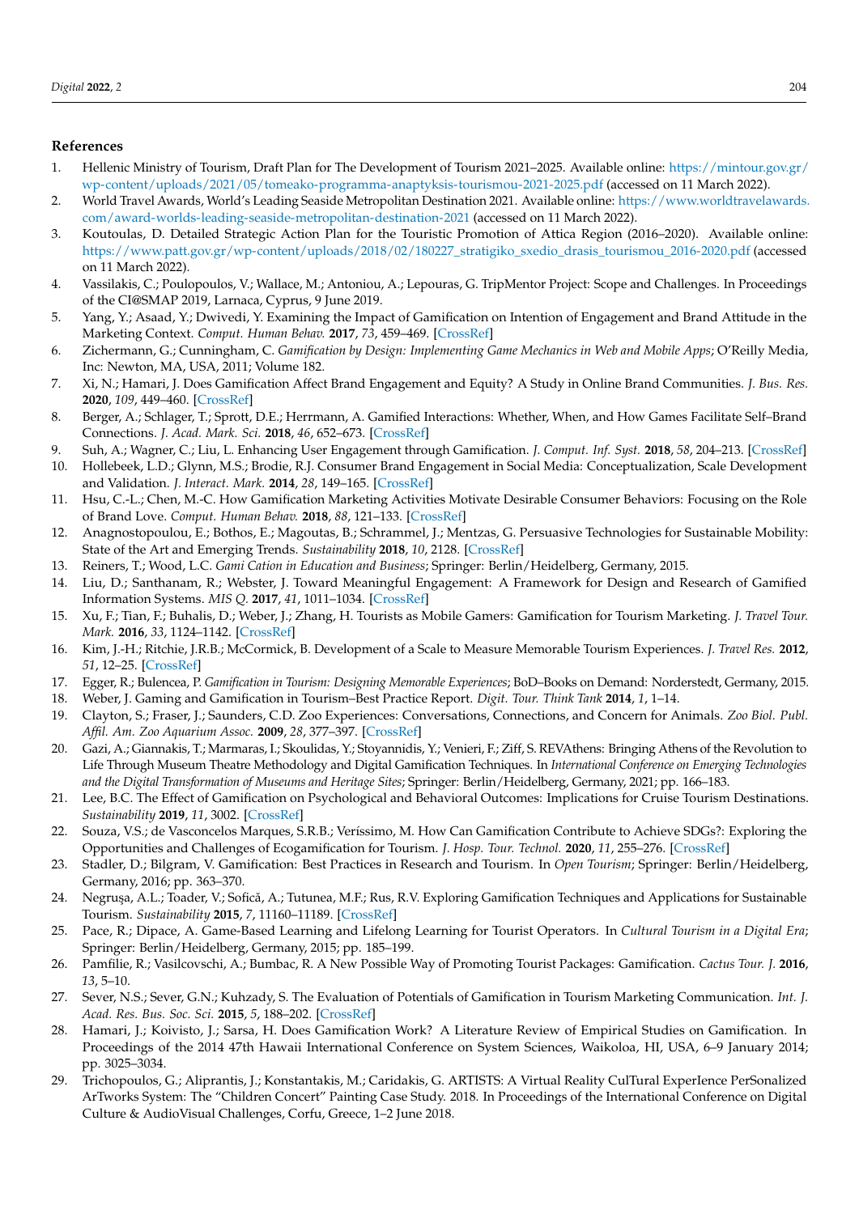## References

1. Hellenic Ministry of Tourism, Draft Plan for The Development of Tourism 2021–2025. Available online: https://mintour.gov.gr/wp-content/uploads/2021/05/tomeako-programma-anaptyksis-tourismou-2021-2025.pdf (accessed on 11 March 2022).
2. World Travel Awards, World's Leading Seaside Metropolitan Destination 2021. Available online: https://www.worldtravelawards.com/award-worlds-leading-seaside-metropolitan-destination-2021 (accessed on 11 March 2022).
3. Koutoulas, D. Detailed Strategic Action Plan for the Touristic Promotion of Attica Region (2016–2020). Available online: https://www.patt.gov.gr/wp-content/uploads/2018/02/180227_stratigiko_sxedio_drasis_tourismou_2016-2020.pdf (accessed on 11 March 2022).
4. Vassilakis, C.; Poulopoulos, V.; Wallace, M.; Antoniou, A.; Lepouras, G. TripMentor Project: Scope and Challenges. In Proceedings of the CI@SMAP 2019, Larnaca, Cyprus, 9 June 2019.
5. Yang, Y.; Asaad, Y.; Dwivedi, Y. Examining the Impact of Gamification on Intention of Engagement and Brand Attitude in the Marketing Context. *Comput. Human Behav.* **2017**, *73*, 459–469. [CrossRef]
6. Zichermann, G.; Cunningham, C. *Gamification by Design: Implementing Game Mechanics in Web and Mobile Apps*; O'Reilly Media, Inc: Newton, MA, USA, 2011; Volume 182.
7. Xi, N.; Hamari, J. Does Gamification Affect Brand Engagement and Equity? A Study in Online Brand Communities. *J. Bus. Res.* **2020**, *109*, 449–460. [CrossRef]
8. Berger, A.; Schlager, T.; Sprott, D.E.; Herrmann, A. Gamified Interactions: Whether, When, and How Games Facilitate Self–Brand Connections. *J. Acad. Mark. Sci.* **2018**, *46*, 652–673. [CrossRef]
9. Suh, A.; Wagner, C.; Liu, L. Enhancing User Engagement through Gamification. *J. Comput. Inf. Syst.* **2018**, *58*, 204–213. [CrossRef]
10. Hollebeek, L.D.; Glynn, M.S.; Brodie, R.J. Consumer Brand Engagement in Social Media: Conceptualization, Scale Development and Validation. *J. Interact. Mark.* **2014**, *28*, 149–165. [CrossRef]
11. Hsu, C.-L.; Chen, M.-C. How Gamification Marketing Activities Motivate Desirable Consumer Behaviors: Focusing on the Role of Brand Love. *Comput. Human Behav.* **2018**, *88*, 121–133. [CrossRef]
12. Anagnostopoulou, E.; Bothos, E.; Magoutas, B.; Schrammel, J.; Mentzas, G. Persuasive Technologies for Sustainable Mobility: State of the Art and Emerging Trends. *Sustainability* **2018**, *10*, 2128. [CrossRef]
13. Reiners, T.; Wood, L.C. *Gami Cation in Education and Business*; Springer: Berlin/Heidelberg, Germany, 2015.
14. Liu, D.; Santhanam, R.; Webster, J. Toward Meaningful Engagement: A Framework for Design and Research of Gamified Information Systems. *MIS Q.* **2017**, *41*, 1011–1034. [CrossRef]
15. Xu, F.; Tian, F.; Buhalis, D.; Weber, J.; Zhang, H. Tourists as Mobile Gamers: Gamification for Tourism Marketing. *J. Travel Tour. Mark.* **2016**, *33*, 1124–1142. [CrossRef]
16. Kim, J.-H.; Ritchie, J.R.B.; McCormick, B. Development of a Scale to Measure Memorable Tourism Experiences. *J. Travel Res.* **2012**, *51*, 12–25. [CrossRef]
17. Egger, R.; Bulencea, P. *Gamification in Tourism: Designing Memorable Experiences*; BoD–Books on Demand: Norderstedt, Germany, 2015.
18. Weber, J. Gaming and Gamification in Tourism–Best Practice Report. *Digit. Tour. Think Tank* **2014**, *1*, 1–14.
19. Clayton, S.; Fraser, J.; Saunders, C.D. Zoo Experiences: Conversations, Connections, and Concern for Animals. *Zoo Biol. Publ. Affil. Am. Zoo Aquarium Assoc.* **2009**, *28*, 377–397. [CrossRef]
20. Gazi, A.; Giannakis, T.; Marmaras, I.; Skoulidas, Y.; Stoyannidis, Y.; Venieri, F.; Ziff, S. REVAthens: Bringing Athens of the Revolution to Life Through Museum Theatre Methodology and Digital Gamification Techniques. In *International Conference on Emerging Technologies and the Digital Transformation of Museums and Heritage Sites*; Springer: Berlin/Heidelberg, Germany, 2021; pp. 166–183.
21. Lee, B.C. The Effect of Gamification on Psychological and Behavioral Outcomes: Implications for Cruise Tourism Destinations. *Sustainability* **2019**, *11*, 3002. [CrossRef]
22. Souza, V.S.; de Vasconcelos Marques, S.R.B.; Veríssimo, M. How Can Gamification Contribute to Achieve SDGs?: Exploring the Opportunities and Challenges of Ecogamification for Tourism. *J. Hosp. Tour. Technol.* **2020**, *11*, 255–276. [CrossRef]
23. Stadler, D.; Bilgram, V. Gamification: Best Practices in Research and Tourism. In *Open Tourism*; Springer: Berlin/Heidelberg, Germany, 2016; pp. 363–370.
24. Negruşa, A.L.; Toader, V.; Sofică, A.; Tutunea, M.F.; Rus, R.V. Exploring Gamification Techniques and Applications for Sustainable Tourism. *Sustainability* **2015**, *7*, 11160–11189. [CrossRef]
25. Pace, R.; Dipace, A. Game-Based Learning and Lifelong Learning for Tourist Operators. In *Cultural Tourism in a Digital Era*; Springer: Berlin/Heidelberg, Germany, 2015; pp. 185–199.
26. Pamfilie, R.; Vasilcovschi, A.; Bumbac, R. A New Possible Way of Promoting Tourist Packages: Gamification. *Cactus Tour. J.* **2016**, *13*, 5–10.
27. Sever, N.S.; Sever, G.N.; Kuhzady, S. The Evaluation of Potentials of Gamification in Tourism Marketing Communication. *Int. J. Acad. Res. Bus. Soc. Sci.* **2015**, *5*, 188–202. [CrossRef]
28. Hamari, J.; Koivisto, J.; Sarsa, H. Does Gamification Work? A Literature Review of Empirical Studies on Gamification. In Proceedings of the 2014 47th Hawaii International Conference on System Sciences, Waikoloa, HI, USA, 6–9 January 2014; pp. 3025–3034.
29. Trichopoulos, G.; Aliprantis, J.; Konstantakis, M.; Caridakis, G. ARTISTS: A Virtual Reality CulTural ExperIence PerSonalized ArTworks System: The "Children Concert" Painting Case Study. 2018. In Proceedings of the International Conference on Digital Culture & AudioVisual Challenges, Corfu, Greece, 1–2 June 2018.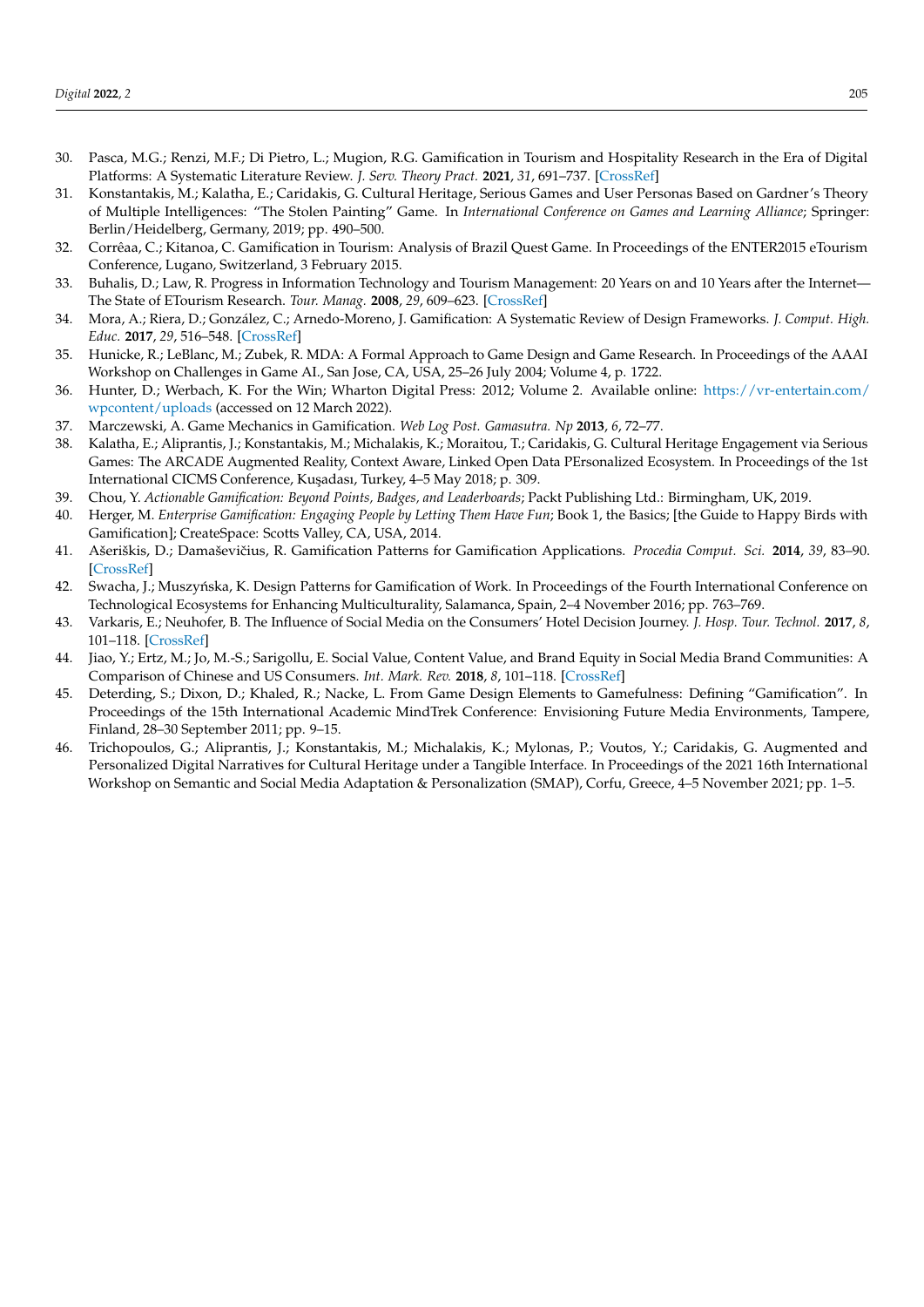30. Pasca, M.G.; Renzi, M.F.; Di Pietro, L.; Mugion, R.G. Gamification in Tourism and Hospitality Research in the Era of Digital Platforms: A Systematic Literature Review. *J. Serv. Theory Pract.* **2021**, *31*, 691–737. [CrossRef]
31. Konstantakis, M.; Kalatha, E.; Caridakis, G. Cultural Heritage, Serious Games and User Personas Based on Gardner's Theory of Multiple Intelligences: "The Stolen Painting" Game. In *International Conference on Games and Learning Alliance*; Springer: Berlin/Heidelberg, Germany, 2019; pp. 490–500.
32. Corrêaa, C.; Kitanoa, C. Gamification in Tourism: Analysis of Brazil Quest Game. In Proceedings of the ENTER2015 eTourism Conference, Lugano, Switzerland, 3 February 2015.
33. Buhalis, D.; Law, R. Progress in Information Technology and Tourism Management: 20 Years on and 10 Years after the Internet—The State of ETourism Research. *Tour. Manag.* **2008**, *29*, 609–623. [CrossRef]
34. Mora, A.; Riera, D.; González, C.; Arnedo-Moreno, J. Gamification: A Systematic Review of Design Frameworks. *J. Comput. High. Educ.* **2017**, *29*, 516–548. [CrossRef]
35. Hunicke, R.; LeBlanc, M.; Zubek, R. MDA: A Formal Approach to Game Design and Game Research. In Proceedings of the AAAI Workshop on Challenges in Game AI., San Jose, CA, USA, 25–26 July 2004; Volume 4, p. 1722.
36. Hunter, D.; Werbach, K. For the Win; Wharton Digital Press: 2012; Volume 2. Available online: https://vr-entertain.com/wpcontent/uploads (accessed on 12 March 2022).
37. Marczewski, A. Game Mechanics in Gamification. *Web Log Post. Gamasutra. Np* **2013**, *6*, 72–77.
38. Kalatha, E.; Aliprantis, J.; Konstantakis, M.; Michalakis, K.; Moraitou, T.; Caridakis, G. Cultural Heritage Engagement via Serious Games: The ARCADE Augmented Reality, Context Aware, Linked Open Data PErsonalized Ecosystem. In Proceedings of the 1st International CICMS Conference, Kuşadası, Turkey, 4–5 May 2018; p. 309.
39. Chou, Y. *Actionable Gamification: Beyond Points, Badges, and Leaderboards*; Packt Publishing Ltd.: Birmingham, UK, 2019.
40. Herger, M. *Enterprise Gamification: Engaging People by Letting Them Have Fun*; Book 1, the Basics; [the Guide to Happy Birds with Gamification]; CreateSpace: Scotts Valley, CA, USA, 2014.
41. Ašeriškis, D.; Damaševičius, R. Gamification Patterns for Gamification Applications. *Procedia Comput. Sci.* **2014**, *39*, 83–90. [CrossRef]
42. Swacha, J.; Muszyńska, K. Design Patterns for Gamification of Work. In Proceedings of the Fourth International Conference on Technological Ecosystems for Enhancing Multiculturality, Salamanca, Spain, 2–4 November 2016; pp. 763–769.
43. Varkaris, E.; Neuhofer, B. The Influence of Social Media on the Consumers' Hotel Decision Journey. *J. Hosp. Tour. Technol.* **2017**, *8*, 101–118. [CrossRef]
44. Jiao, Y.; Ertz, M.; Jo, M.-S.; Sarigollu, E. Social Value, Content Value, and Brand Equity in Social Media Brand Communities: A Comparison of Chinese and US Consumers. *Int. Mark. Rev.* **2018**, *8*, 101–118. [CrossRef]
45. Deterding, S.; Dixon, D.; Khaled, R.; Nacke, L. From Game Design Elements to Gamefulness: Defining "Gamification". In Proceedings of the 15th International Academic MindTrek Conference: Envisioning Future Media Environments, Tampere, Finland, 28–30 September 2011; pp. 9–15.
46. Trichopoulos, G.; Aliprantis, J.; Konstantakis, M.; Michalakis, K.; Mylonas, P.; Voutos, Y.; Caridakis, G. Augmented and Personalized Digital Narratives for Cultural Heritage under a Tangible Interface. In Proceedings of the 2021 16th International Workshop on Semantic and Social Media Adaptation & Personalization (SMAP), Corfu, Greece, 4–5 November 2021; pp. 1–5.